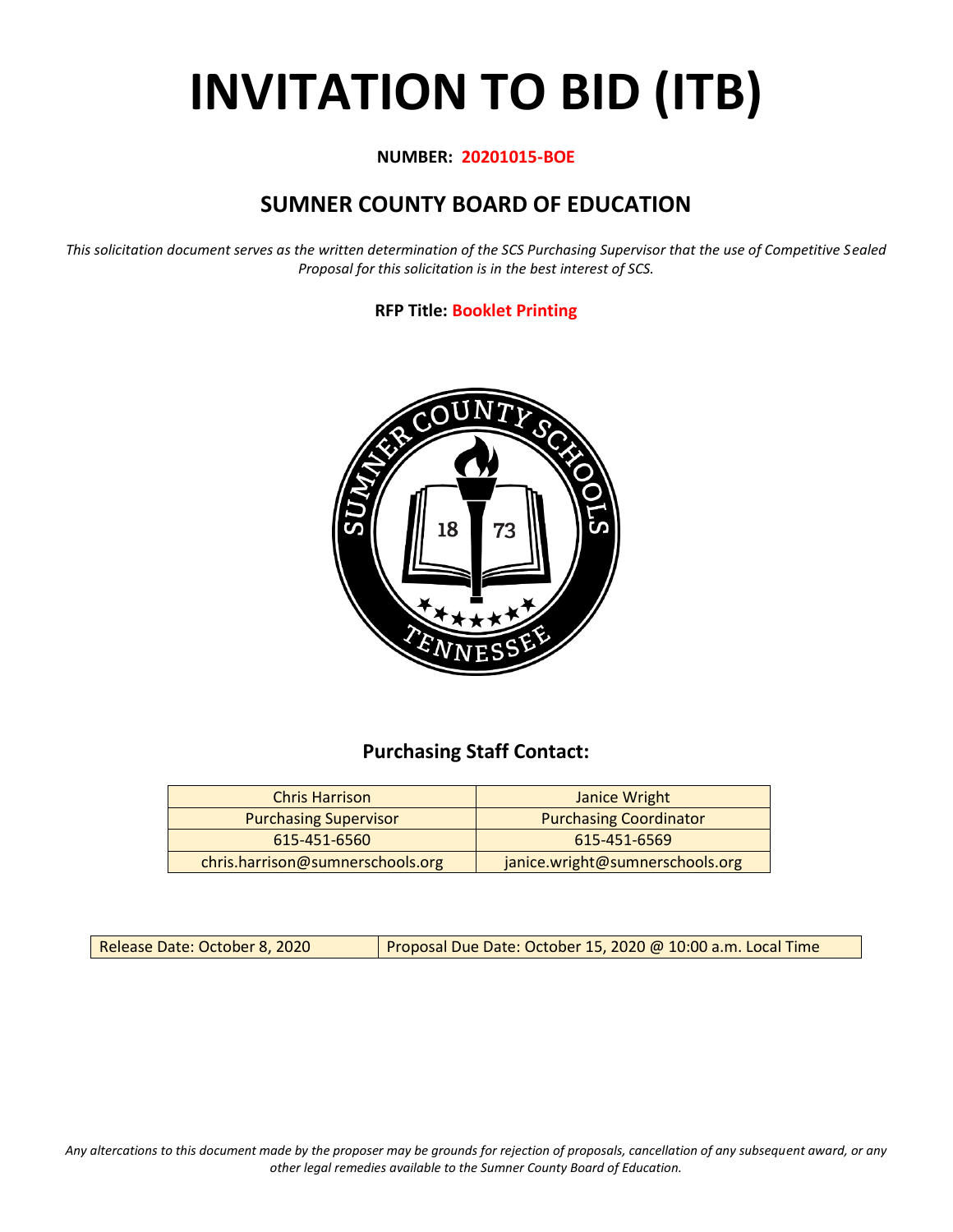# INVITATION TO BID (ITB)

**NUMBER: 20201015-BOE**

## SUMNER COUNTY BOARD OF EDUCATION

*This solicitation document serves as the written determination of the SCS Purchasing Supervisor that the use of Competitive Sealed Proposal for this solicitation is in the best interest of SCS.*

**RFP Title: Booklet Printing**

### Purchasing Staff Contact:

| | |
|---|---|
| Chris Harrison | Janice Wright |
| Purchasing Supervisor | Purchasing Coordinator |
| 615-451-6560 | 615-451-6569 |
| chris.harrison@sumnerschools.org | janice.wright@sumnerschools.org |

| | |
|---|---|
| Release Date: October 8, 2020 | Proposal Due Date: October 15, 2020 @ 10:00 a.m. Local Time |

*Any altercations to this document made by the proposer may be grounds for rejection of proposals, cancellation of any subsequent award, or any other legal remedies available to the Sumner County Board of Education.*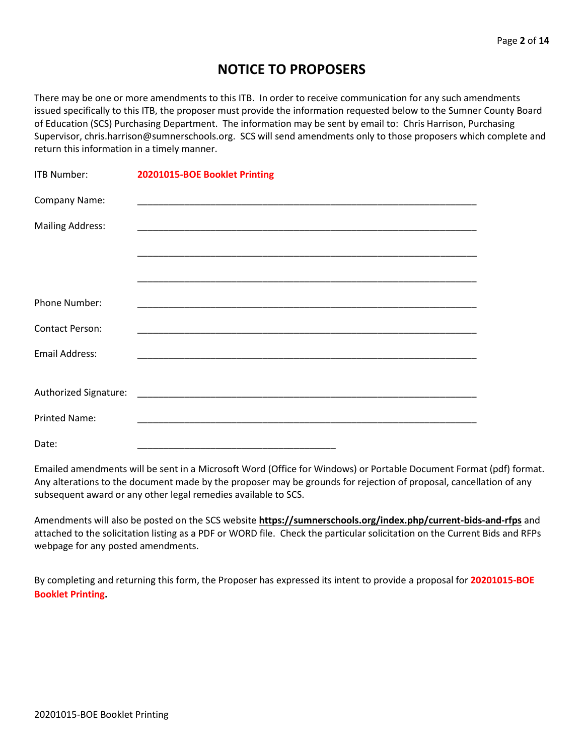# NOTICE TO PROPOSERS

There may be one or more amendments to this ITB. In order to receive communication for any such amendments issued specifically to this ITB, the proposer must provide the information requested below to the Sumner County Board of Education (SCS) Purchasing Department. The information may be sent by email to: Chris Harrison, Purchasing Supervisor, chris.harrison@sumnerschools.org. SCS will send amendments only to those proposers which complete and return this information in a timely manner.

ITB Number: **20201015-BOE Booklet Printing**

Company Name: ____________________________________________________________________

Mailing Address: ____________________________________________________________________

____________________________________________________________________

____________________________________________________________________

Phone Number: ____________________________________________________________________

Contact Person: ____________________________________________________________________

Email Address: ____________________________________________________________________

Authorized Signature: ____________________________________________________________________

Printed Name: ____________________________________________________________________

Date: ________________________________________

Emailed amendments will be sent in a Microsoft Word (Office for Windows) or Portable Document Format (pdf) format. Any alterations to the document made by the proposer may be grounds for rejection of proposal, cancellation of any subsequent award or any other legal remedies available to SCS.

Amendments will also be posted on the SCS website **https://sumnerschools.org/index.php/current-bids-and-rfps** and attached to the solicitation listing as a PDF or WORD file. Check the particular solicitation on the Current Bids and RFPs webpage for any posted amendments.

By completing and returning this form, the Proposer has expressed its intent to provide a proposal for **20201015-BOE Booklet Printing.**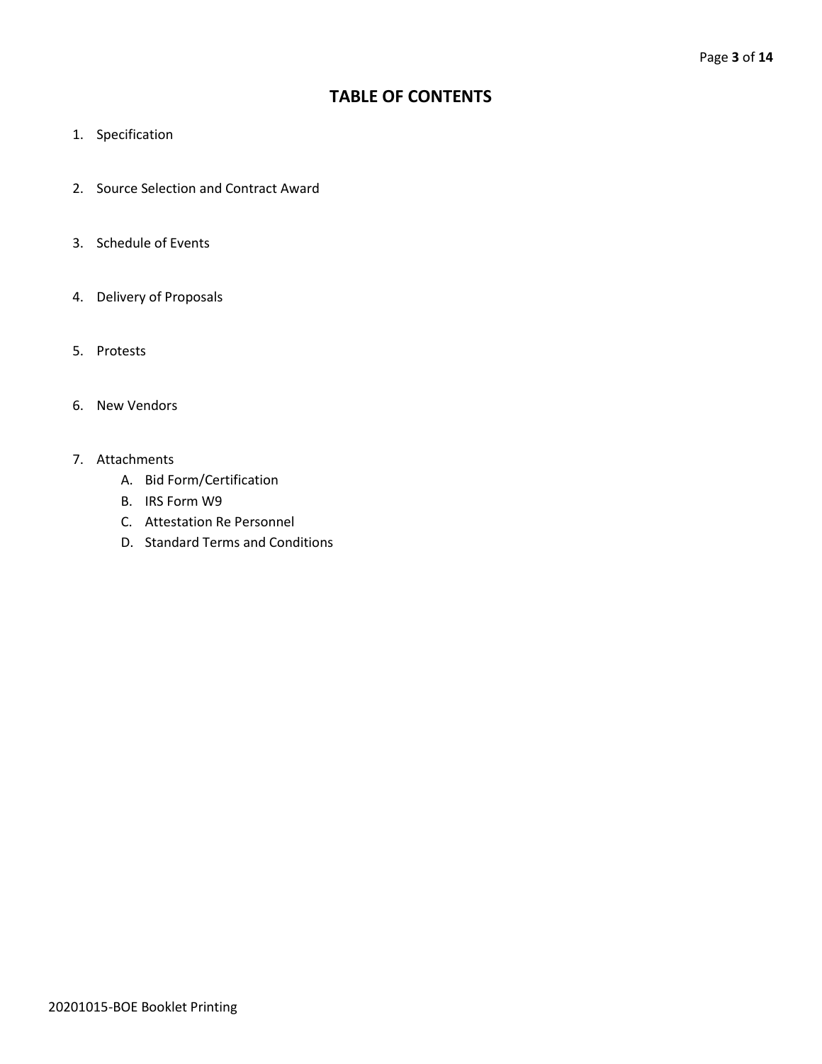# TABLE OF CONTENTS

1. Specification

2. Source Selection and Contract Award

3. Schedule of Events

4. Delivery of Proposals

5. Protests

6. New Vendors

7. Attachments
   A. Bid Form/Certification
   B. IRS Form W9
   C. Attestation Re Personnel
   D. Standard Terms and Conditions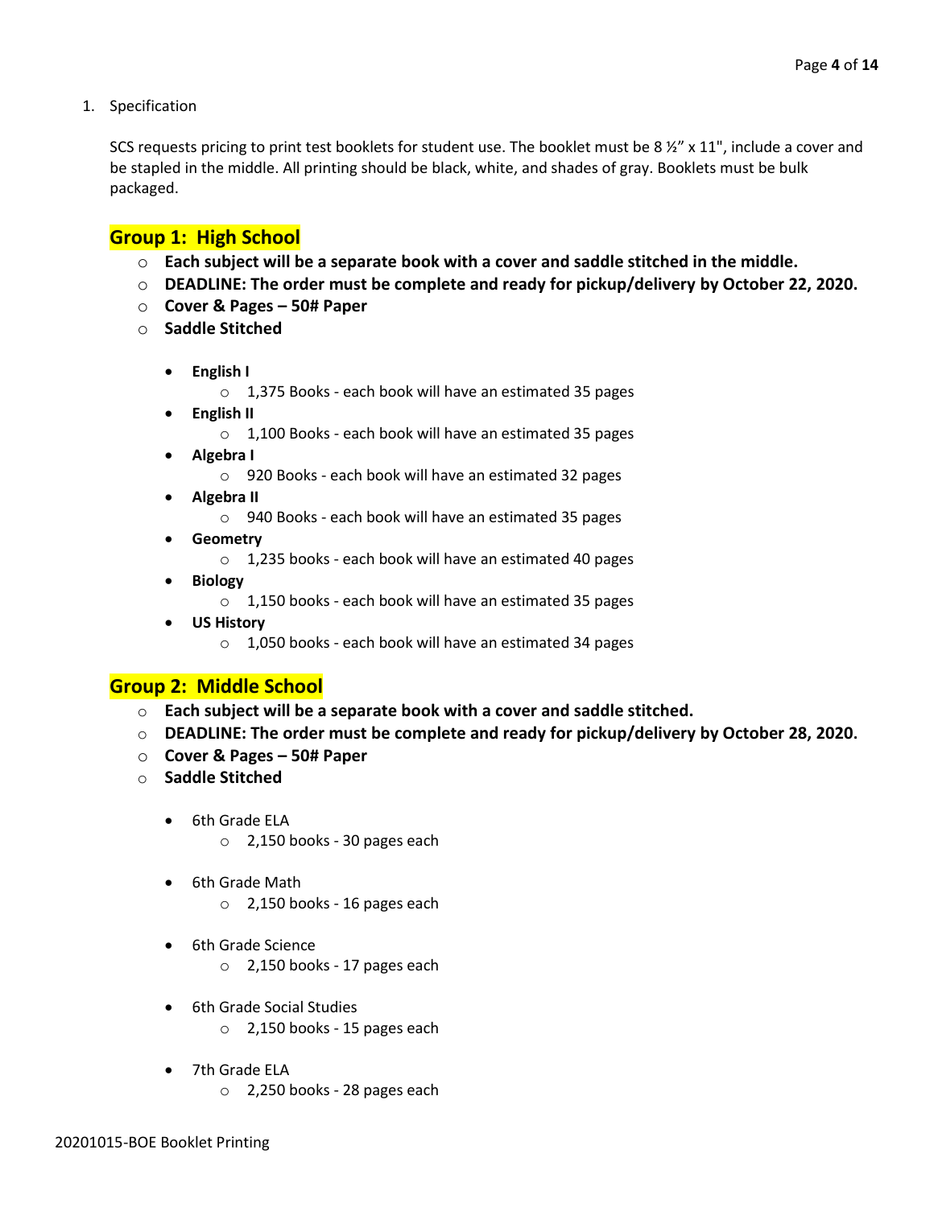1. Specification

   SCS requests pricing to print test booklets for student use. The booklet must be 8 ½" x 11", include a cover and be stapled in the middle. All printing should be black, white, and shades of gray. Booklets must be bulk packaged.

## Group 1: High School

- **Each subject will be a separate book with a cover and saddle stitched in the middle.**
- **DEADLINE: The order must be complete and ready for pickup/delivery by October 22, 2020.**
- **Cover & Pages – 50# Paper**
- **Saddle Stitched**

  - **English I**
    - 1,375 Books - each book will have an estimated 35 pages
  - **English II**
    - 1,100 Books - each book will have an estimated 35 pages
  - **Algebra I**
    - 920 Books - each book will have an estimated 32 pages
  - **Algebra II**
    - 940 Books - each book will have an estimated 35 pages
  - **Geometry**
    - 1,235 books - each book will have an estimated 40 pages
  - **Biology**
    - 1,150 books - each book will have an estimated 35 pages
  - **US History**
    - 1,050 books - each book will have an estimated 34 pages

## Group 2: Middle School

- **Each subject will be a separate book with a cover and saddle stitched.**
- **DEADLINE: The order must be complete and ready for pickup/delivery by October 28, 2020.**
- **Cover & Pages – 50# Paper**
- **Saddle Stitched**

  - 6th Grade ELA
    - 2,150 books - 30 pages each
  - 6th Grade Math
    - 2,150 books - 16 pages each
  - 6th Grade Science
    - 2,150 books - 17 pages each
  - 6th Grade Social Studies
    - 2,150 books - 15 pages each
  - 7th Grade ELA
    - 2,250 books - 28 pages each

20201015-BOE Booklet Printing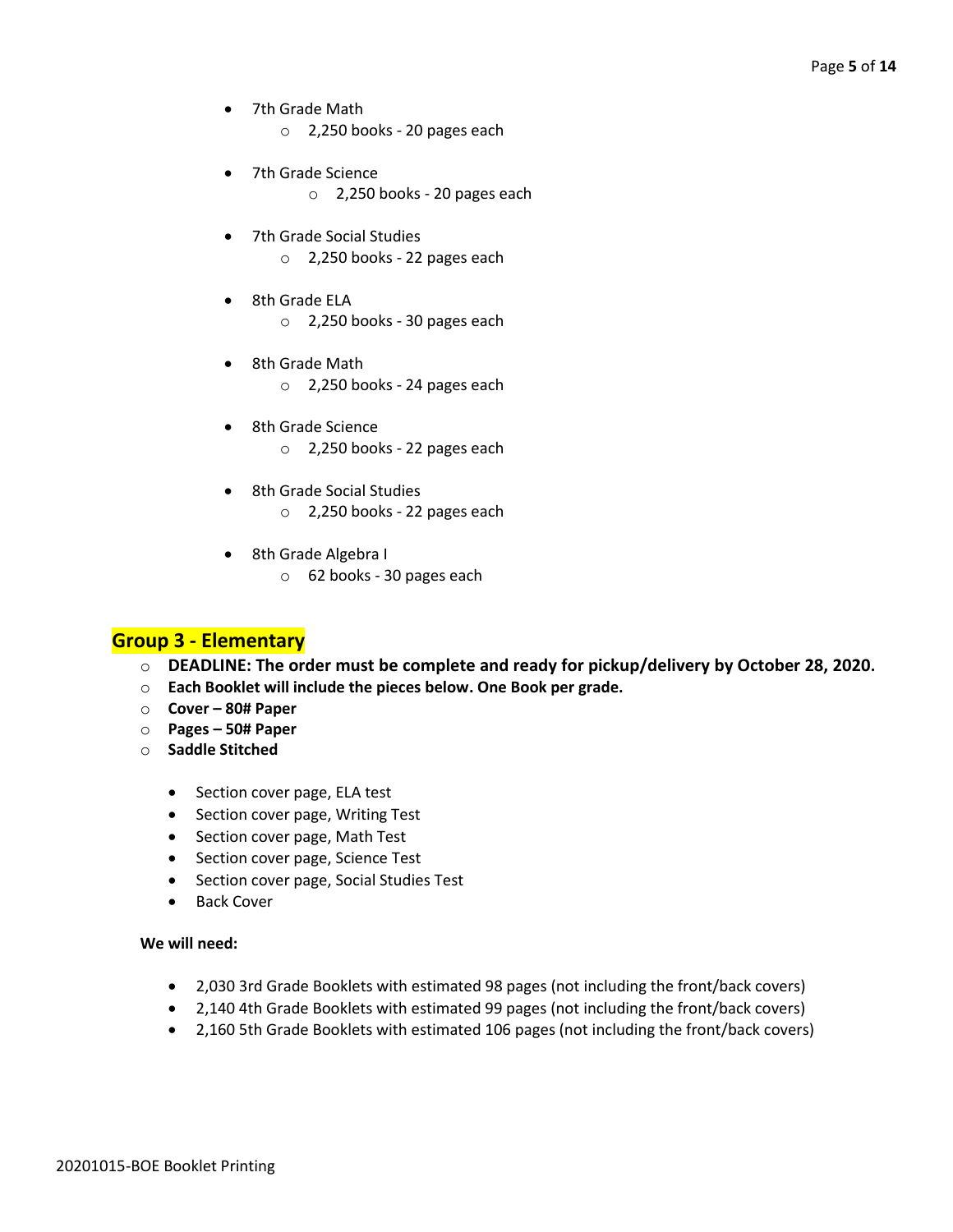- 7th Grade Math
    - 2,250 books - 20 pages each
- 7th Grade Science
    - 2,250 books - 20 pages each
- 7th Grade Social Studies
    - 2,250 books - 22 pages each
- 8th Grade ELA
    - 2,250 books - 30 pages each
- 8th Grade Math
    - 2,250 books - 24 pages each
- 8th Grade Science
    - 2,250 books - 22 pages each
- 8th Grade Social Studies
    - 2,250 books - 22 pages each
- 8th Grade Algebra I
    - 62 books - 30 pages each

## Group 3 - Elementary

- **DEADLINE: The order must be complete and ready for pickup/delivery by October 28, 2020.**
- **Each Booklet will include the pieces below. One Book per grade.**
- **Cover – 80# Paper**
- **Pages – 50# Paper**
- **Saddle Stitched**

- Section cover page, ELA test
- Section cover page, Writing Test
- Section cover page, Math Test
- Section cover page, Science Test
- Section cover page, Social Studies Test
- Back Cover

**We will need:**

- 2,030 3rd Grade Booklets with estimated 98 pages (not including the front/back covers)
- 2,140 4th Grade Booklets with estimated 99 pages (not including the front/back covers)
- 2,160 5th Grade Booklets with estimated 106 pages (not including the front/back covers)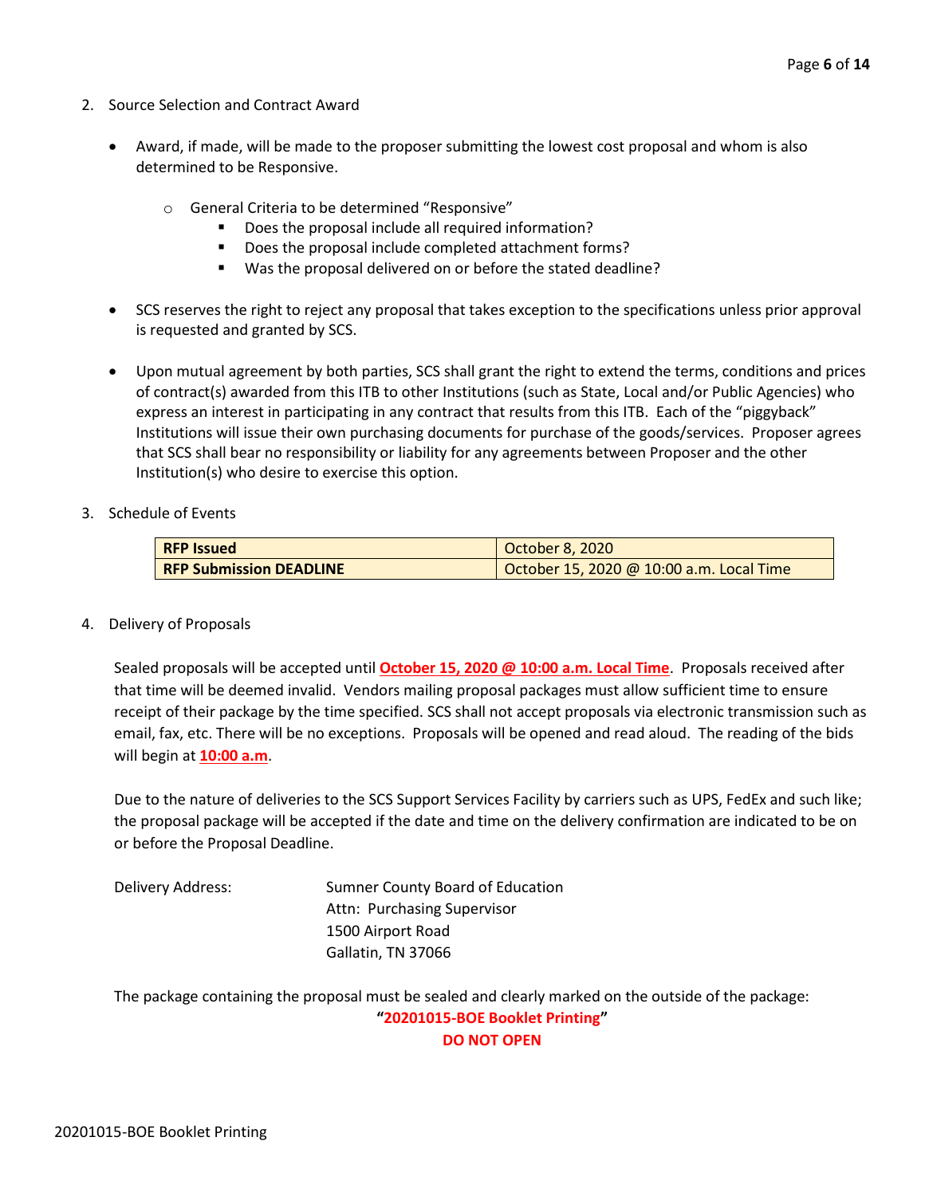2. Source Selection and Contract Award

- Award, if made, will be made to the proposer submitting the lowest cost proposal and whom is also determined to be Responsive.
    - General Criteria to be determined "Responsive"
        - Does the proposal include all required information?
        - Does the proposal include completed attachment forms?
        - Was the proposal delivered on or before the stated deadline?
- SCS reserves the right to reject any proposal that takes exception to the specifications unless prior approval is requested and granted by SCS.
- Upon mutual agreement by both parties, SCS shall grant the right to extend the terms, conditions and prices of contract(s) awarded from this ITB to other Institutions (such as State, Local and/or Public Agencies) who express an interest in participating in any contract that results from this ITB. Each of the "piggyback" Institutions will issue their own purchasing documents for purchase of the goods/services. Proposer agrees that SCS shall bear no responsibility or liability for any agreements between Proposer and the other Institution(s) who desire to exercise this option.

3. Schedule of Events

| | |
|---|---|
| **RFP Issued** | October 8, 2020 |
| **RFP Submission DEADLINE** | October 15, 2020 @ 10:00 a.m. Local Time |

4. Delivery of Proposals

Sealed proposals will be accepted until **October 15, 2020 @ 10:00 a.m. Local Time**. Proposals received after that time will be deemed invalid. Vendors mailing proposal packages must allow sufficient time to ensure receipt of their package by the time specified. SCS shall not accept proposals via electronic transmission such as email, fax, etc. There will be no exceptions. Proposals will be opened and read aloud. The reading of the bids will begin at **10:00 a.m**.

Due to the nature of deliveries to the SCS Support Services Facility by carriers such as UPS, FedEx and such like; the proposal package will be accepted if the date and time on the delivery confirmation are indicated to be on or before the Proposal Deadline.

Delivery Address: Sumner County Board of Education
Attn: Purchasing Supervisor
1500 Airport Road
Gallatin, TN 37066

The package containing the proposal must be sealed and clearly marked on the outside of the package:

**"20201015-BOE Booklet Printing"**

**DO NOT OPEN**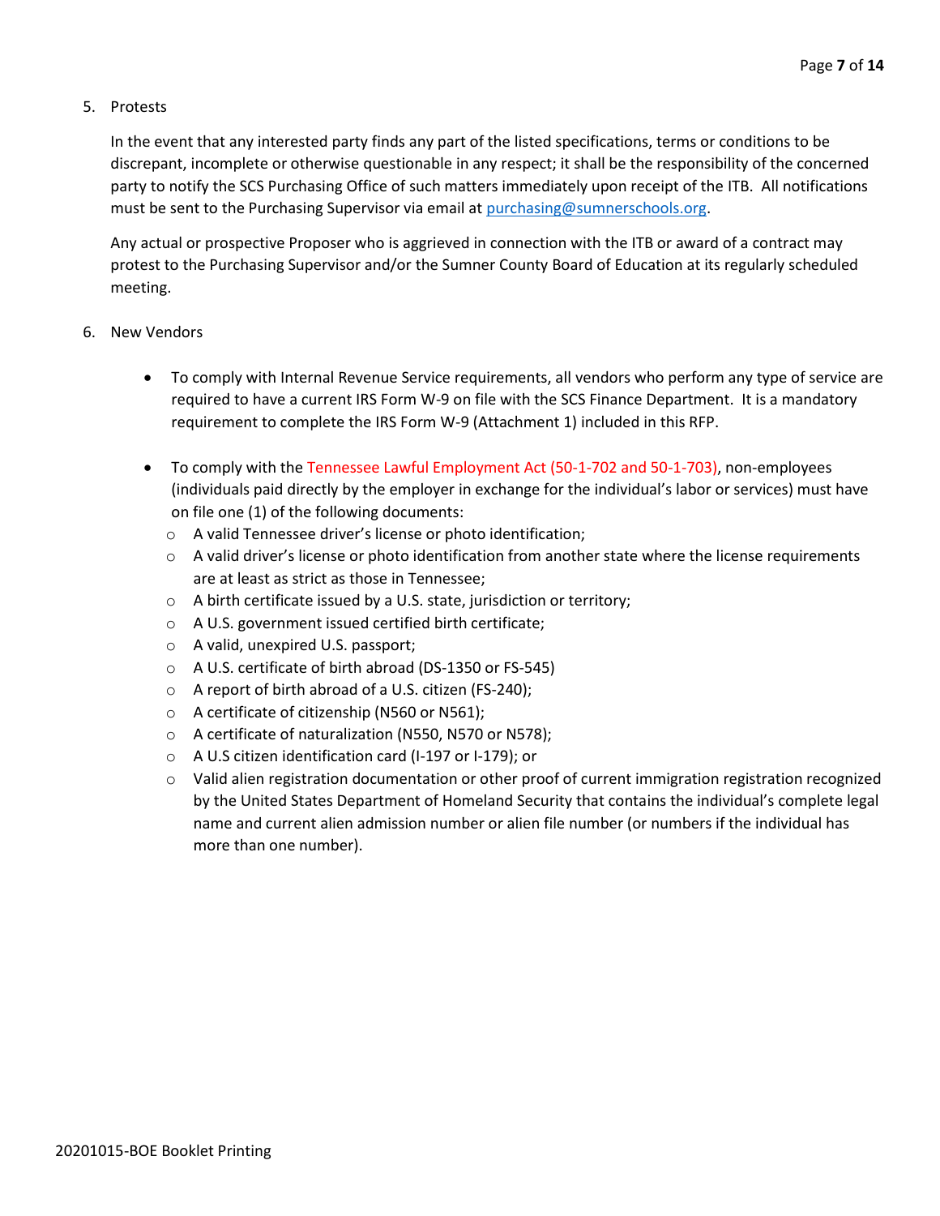5. Protests

   In the event that any interested party finds any part of the listed specifications, terms or conditions to be discrepant, incomplete or otherwise questionable in any respect; it shall be the responsibility of the concerned party to notify the SCS Purchasing Office of such matters immediately upon receipt of the ITB. All notifications must be sent to the Purchasing Supervisor via email at [purchasing@sumnerschools.org](mailto:purchasing@sumnerschools.org).

   Any actual or prospective Proposer who is aggrieved in connection with the ITB or award of a contract may protest to the Purchasing Supervisor and/or the Sumner County Board of Education at its regularly scheduled meeting.

6. New Vendors

   - To comply with Internal Revenue Service requirements, all vendors who perform any type of service are required to have a current IRS Form W-9 on file with the SCS Finance Department. It is a mandatory requirement to complete the IRS Form W-9 (Attachment 1) included in this RFP.

   - To comply with the Tennessee Lawful Employment Act (50-1-702 and 50-1-703), non-employees (individuals paid directly by the employer in exchange for the individual's labor or services) must have on file one (1) of the following documents:
     - A valid Tennessee driver's license or photo identification;
     - A valid driver's license or photo identification from another state where the license requirements are at least as strict as those in Tennessee;
     - A birth certificate issued by a U.S. state, jurisdiction or territory;
     - A U.S. government issued certified birth certificate;
     - A valid, unexpired U.S. passport;
     - A U.S. certificate of birth abroad (DS-1350 or FS-545)
     - A report of birth abroad of a U.S. citizen (FS-240);
     - A certificate of citizenship (N560 or N561);
     - A certificate of naturalization (N550, N570 or N578);
     - A U.S citizen identification card (I-197 or I-179); or
     - Valid alien registration documentation or other proof of current immigration registration recognized by the United States Department of Homeland Security that contains the individual's complete legal name and current alien admission number or alien file number (or numbers if the individual has more than one number).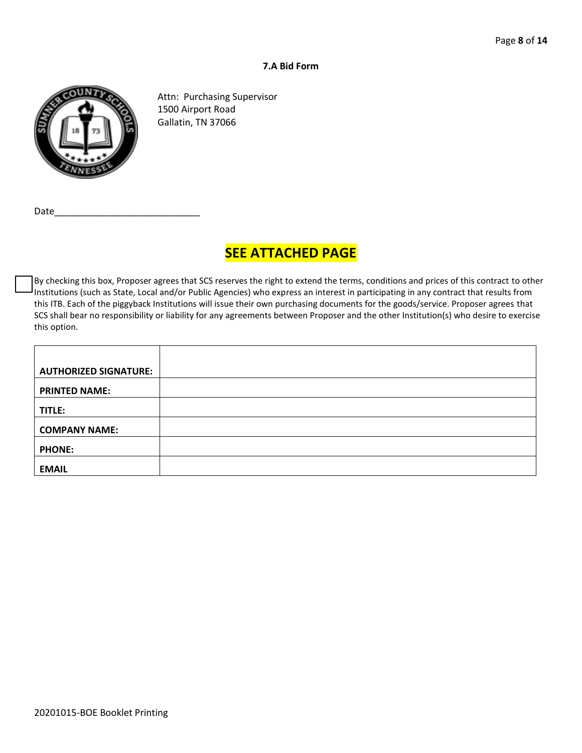## 7.A Bid Form

Attn: Purchasing Supervisor
1500 Airport Road
Gallatin, TN 37066

Date____________________________

**SEE ATTACHED PAGE**

☐ By checking this box, Proposer agrees that SCS reserves the right to extend the terms, conditions and prices of this contract to other Institutions (such as State, Local and/or Public Agencies) who express an interest in participating in any contract that results from this ITB. Each of the piggyback Institutions will issue their own purchasing documents for the goods/service. Proposer agrees that SCS shall bear no responsibility or liability for any agreements between Proposer and the other Institution(s) who desire to exercise this option.

| | |
|---|---|
| **AUTHORIZED SIGNATURE:** | |
| **PRINTED NAME:** | |
| **TITLE:** | |
| **COMPANY NAME:** | |
| **PHONE:** | |
| **EMAIL** | |

20201015-BOE Booklet Printing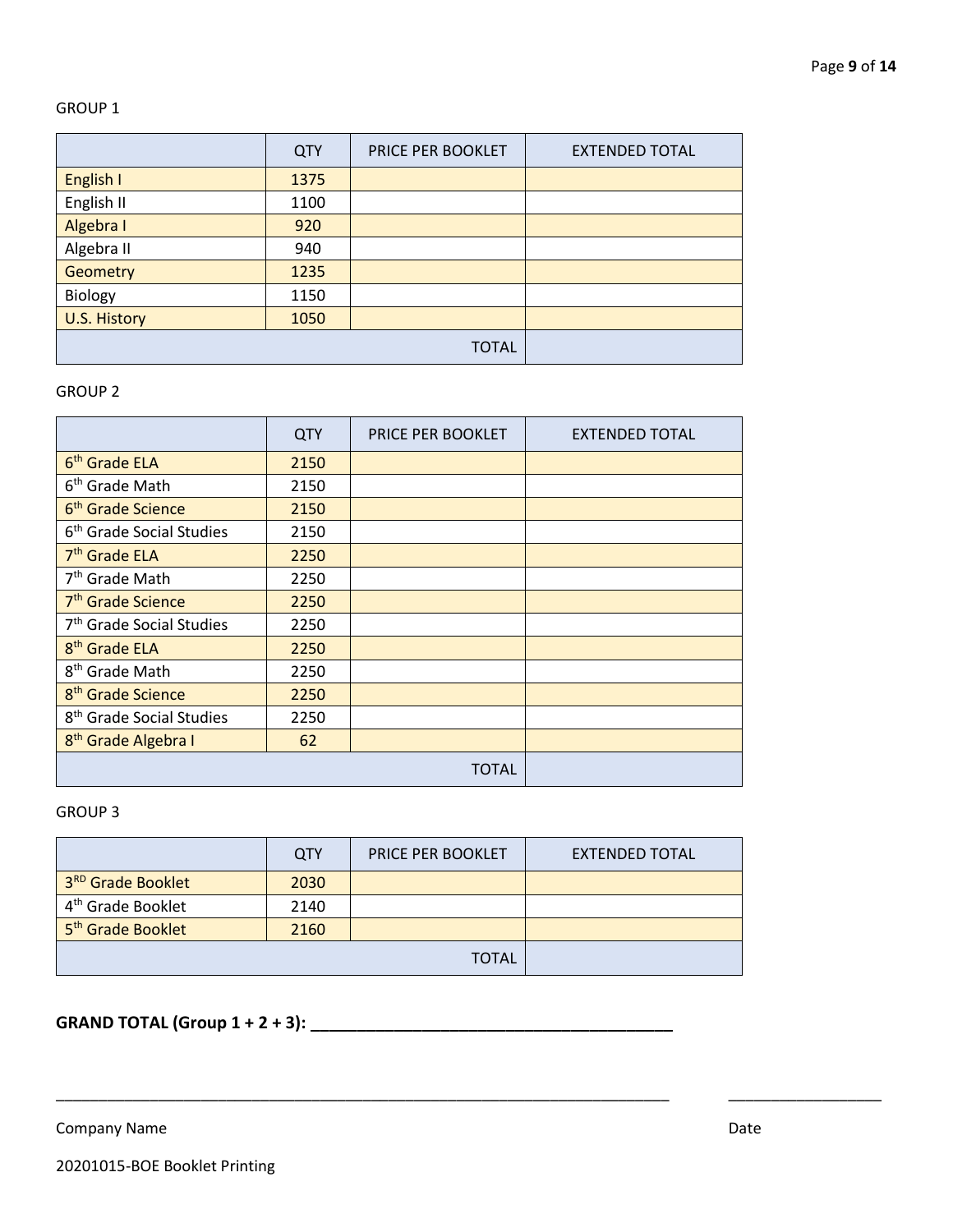GROUP 1

| | QTY | PRICE PER BOOKLET | EXTENDED TOTAL |
|---|---|---|---|
| English I | 1375 | | |
| English II | 1100 | | |
| Algebra I | 920 | | |
| Algebra II | 940 | | |
| Geometry | 1235 | | |
| Biology | 1150 | | |
| U.S. History | 1050 | | |
| | | TOTAL | |

GROUP 2

| | QTY | PRICE PER BOOKLET | EXTENDED TOTAL |
|---|---|---|---|
| 6th Grade ELA | 2150 | | |
| 6th Grade Math | 2150 | | |
| 6th Grade Science | 2150 | | |
| 6th Grade Social Studies | 2150 | | |
| 7th Grade ELA | 2250 | | |
| 7th Grade Math | 2250 | | |
| 7th Grade Science | 2250 | | |
| 7th Grade Social Studies | 2250 | | |
| 8th Grade ELA | 2250 | | |
| 8th Grade Math | 2250 | | |
| 8th Grade Science | 2250 | | |
| 8th Grade Social Studies | 2250 | | |
| 8th Grade Algebra I | 62 | | |
| | | TOTAL | |

GROUP 3

| | QTY | PRICE PER BOOKLET | EXTENDED TOTAL |
|---|---|---|---|
| 3RD Grade Booklet | 2030 | | |
| 4th Grade Booklet | 2140 | | |
| 5th Grade Booklet | 2160 | | |
| | | TOTAL | |

**GRAND TOTAL (Group 1 + 2 + 3): ________________________________________**

___________________________________________________________________________ ___________________

Company Name Date

20201015-BOE Booklet Printing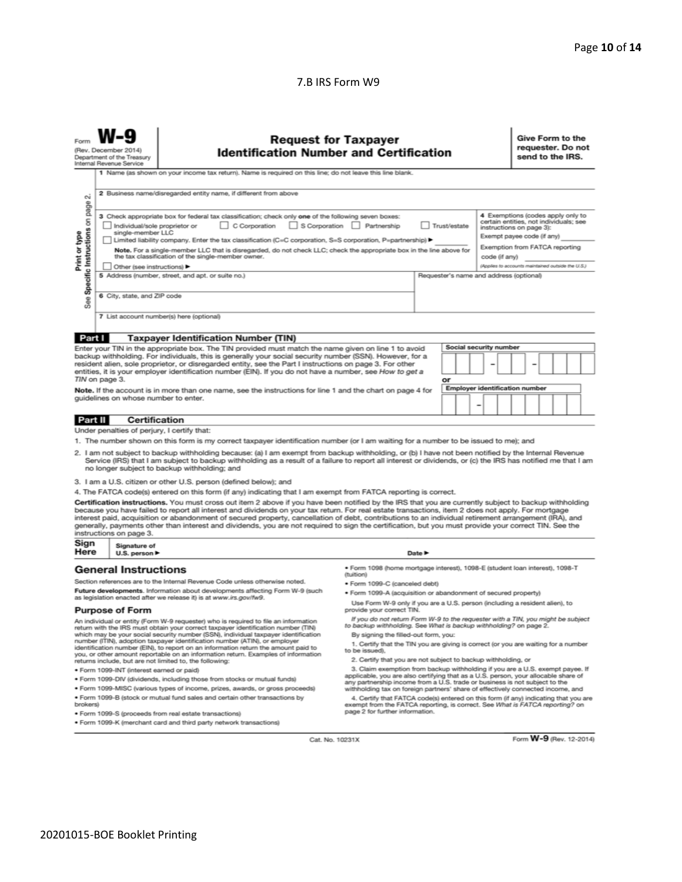7.B IRS Form W9

Form **W-9**
(Rev. December 2014)
Department of the Treasury
Internal Revenue Service

# Request for Taxpayer Identification Number and Certification

**Give Form to the requester. Do not send to the IRS.**

Print or type
See **Specific Instructions** on page 2.

1 Name (as shown on your income tax return). Name is required on this line; do not leave this line blank.

2 Business name/disregarded entity name, if different from above

3 Check appropriate box for federal tax classification; check only **one** of the following seven boxes:
☐ Individual/sole proprietor or single-member LLC ☐ C Corporation ☐ S Corporation ☐ Partnership ☐ Trust/estate
☐ Limited liability company. Enter the tax classification (C=C corporation, S=S corporation, P=partnership) ►
**Note.** For a single-member LLC that is disregarded, do not check LLC; check the appropriate box in the line above for the tax classification of the single-member owner.
☐ Other (see instructions) ►

4 Exemptions (codes apply only to certain entities, not individuals; see instructions on page 3):
Exempt payee code (if any)
Exemption from FATCA reporting code (if any)
*(Applies to accounts maintained outside the U.S.)*

5 Address (number, street, and apt. or suite no.)

Requester's name and address (optional)

6 City, state, and ZIP code

7 List account number(s) here (optional)

## Part I Taxpayer Identification Number (TIN)

Enter your TIN in the appropriate box. The TIN provided must match the name given on line 1 to avoid backup withholding. For individuals, this is generally your social security number (SSN). However, for a resident alien, sole proprietor, or disregarded entity, see the Part I instructions on page 3. For other entities, it is your employer identification number (EIN). If you do not have a number, see *How to get a TIN* on page 3.

**Note.** If the account is in more than one name, see the instructions for line 1 and the chart on page 4 for guidelines on whose number to enter.

Social security number

or

Employer identification number

## Part II Certification

Under penalties of perjury, I certify that:

1. The number shown on this form is my correct taxpayer identification number (or I am waiting for a number to be issued to me); and
2. I am not subject to backup withholding because: (a) I am exempt from backup withholding, or (b) I have not been notified by the Internal Revenue Service (IRS) that I am subject to backup withholding as a result of a failure to report all interest or dividends, or (c) the IRS has notified me that I am no longer subject to backup withholding; and
3. I am a U.S. citizen or other U.S. person (defined below); and
4. The FATCA code(s) entered on this form (if any) indicating that I am exempt from FATCA reporting is correct.

**Certification instructions.** You must cross out item 2 above if you have been notified by the IRS that you are currently subject to backup withholding because you have failed to report all interest and dividends on your tax return. For real estate transactions, item 2 does not apply. For mortgage interest paid, acquisition or abandonment of secured property, cancellation of debt, contributions to an individual retirement arrangement (IRA), and generally, payments other than interest and dividends, you are not required to sign the certification, but you must provide your correct TIN. See the instructions on page 3.

**Sign Here** Signature of U.S. person ► Date ►

## General Instructions

Section references are to the Internal Revenue Code unless otherwise noted.

**Future developments.** Information about developments affecting Form W-9 (such as legislation enacted after we release it) is at *www.irs.gov/fw9*.

### Purpose of Form

An individual or entity (Form W-9 requester) who is required to file an information return with the IRS must obtain your correct taxpayer identification number (TIN) which may be your social security number (SSN), individual taxpayer identification number (ITIN), adoption taxpayer identification number (ATIN), or employer identification number (EIN), to report on an information return the amount paid to you, or other amount reportable on an information return. Examples of information returns include, but are not limited to, the following:

- Form 1099-INT (interest earned or paid)
- Form 1099-DIV (dividends, including those from stocks or mutual funds)
- Form 1099-MISC (various types of income, prizes, awards, or gross proceeds)
- Form 1099-B (stock or mutual fund sales and certain other transactions by brokers)
- Form 1099-S (proceeds from real estate transactions)
- Form 1099-K (merchant card and third party network transactions)
- Form 1098 (home mortgage interest), 1098-E (student loan interest), 1098-T (tuition)
- Form 1099-C (canceled debt)
- Form 1099-A (acquisition or abandonment of secured property)

Use Form W-9 only if you are a U.S. person (including a resident alien), to provide your correct TIN.

*If you do not return Form W-9 to the requester with a TIN, you might be subject to backup withholding. See What is backup withholding? on page 2.*

By signing the filled-out form, you:

1. Certify that the TIN you are giving is correct (or you are waiting for a number to be issued),
2. Certify that you are not subject to backup withholding, or
3. Claim exemption from backup withholding if you are a U.S. exempt payee. If applicable, you are also certifying that as a U.S. person, your allocable share of any partnership income from a U.S. trade or business is not subject to the withholding tax on foreign partners' share of effectively connected income, and
4. Certify that FATCA code(s) entered on this form (if any) indicating that you are exempt from the FATCA reporting, is correct. See *What is FATCA reporting?* on page 2 for further information.

Cat. No. 10231X

Form **W-9** (Rev. 12-2014)

20201015-BOE Booklet Printing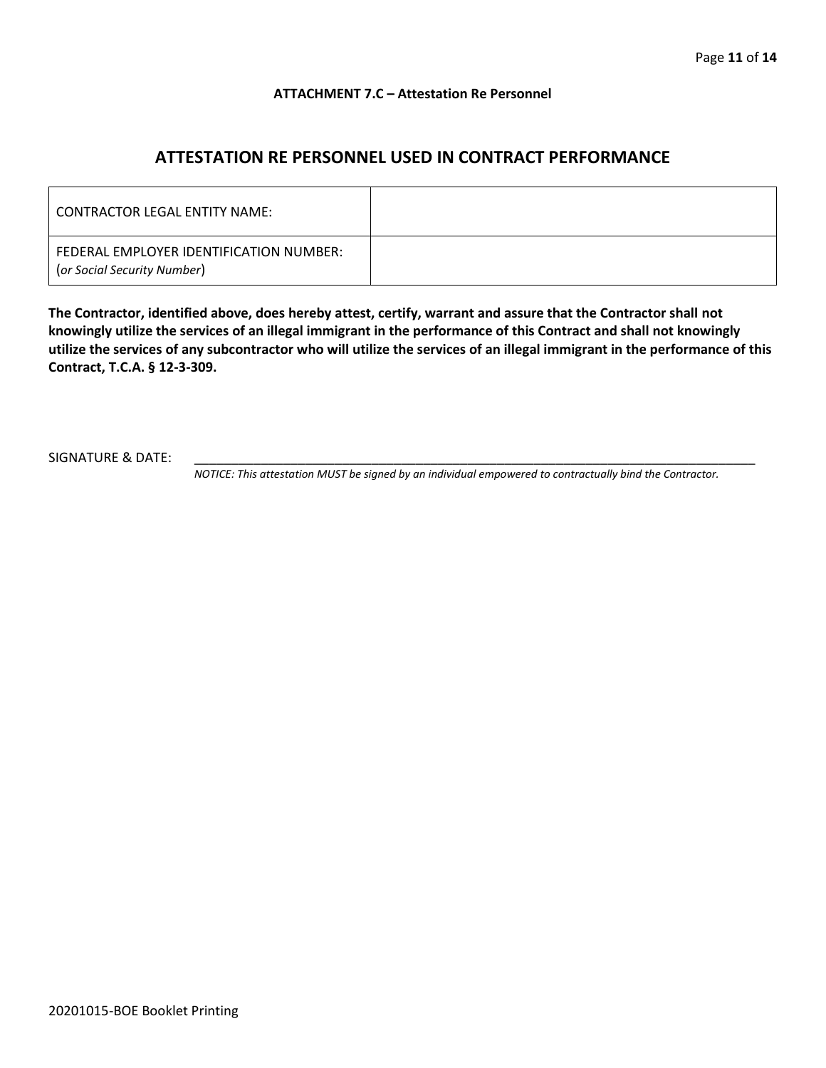**ATTACHMENT 7.C – Attestation Re Personnel**

## ATTESTATION RE PERSONNEL USED IN CONTRACT PERFORMANCE

| | |
|---|---|
| CONTRACTOR LEGAL ENTITY NAME: | |
| FEDERAL EMPLOYER IDENTIFICATION NUMBER: (*or Social Security Number*) | |

**The Contractor, identified above, does hereby attest, certify, warrant and assure that the Contractor shall not knowingly utilize the services of an illegal immigrant in the performance of this Contract and shall not knowingly utilize the services of any subcontractor who will utilize the services of an illegal immigrant in the performance of this Contract, T.C.A. § 12-3-309.**

SIGNATURE & DATE: ______________________________________________________________________________

*NOTICE: This attestation MUST be signed by an individual empowered to contractually bind the Contractor.*

20201015-BOE Booklet Printing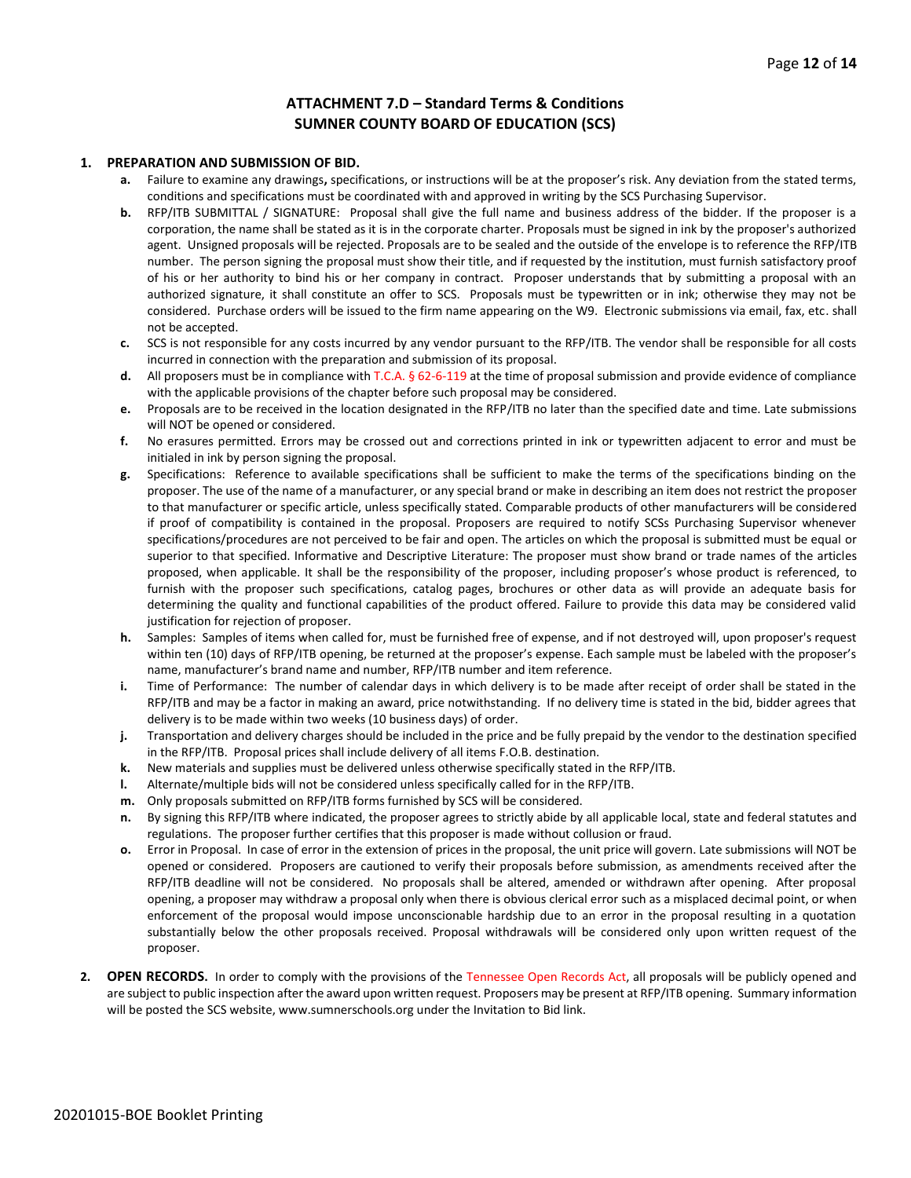## ATTACHMENT 7.D – Standard Terms & Conditions
## SUMNER COUNTY BOARD OF EDUCATION (SCS)

1. **PREPARATION AND SUBMISSION OF BID.**
   - **a.** Failure to examine any drawings**,** specifications, or instructions will be at the proposer's risk. Any deviation from the stated terms, conditions and specifications must be coordinated with and approved in writing by the SCS Purchasing Supervisor.
   - **b.** RFP/ITB SUBMITTAL / SIGNATURE: Proposal shall give the full name and business address of the bidder. If the proposer is a corporation, the name shall be stated as it is in the corporate charter. Proposals must be signed in ink by the proposer's authorized agent. Unsigned proposals will be rejected. Proposals are to be sealed and the outside of the envelope is to reference the RFP/ITB number. The person signing the proposal must show their title, and if requested by the institution, must furnish satisfactory proof of his or her authority to bind his or her company in contract. Proposer understands that by submitting a proposal with an authorized signature, it shall constitute an offer to SCS. Proposals must be typewritten or in ink; otherwise they may not be considered. Purchase orders will be issued to the firm name appearing on the W9. Electronic submissions via email, fax, etc. shall not be accepted.
   - **c.** SCS is not responsible for any costs incurred by any vendor pursuant to the RFP/ITB. The vendor shall be responsible for all costs incurred in connection with the preparation and submission of its proposal.
   - **d.** All proposers must be in compliance with T.C.A. § 62-6-119 at the time of proposal submission and provide evidence of compliance with the applicable provisions of the chapter before such proposal may be considered.
   - **e.** Proposals are to be received in the location designated in the RFP/ITB no later than the specified date and time. Late submissions will NOT be opened or considered.
   - **f.** No erasures permitted. Errors may be crossed out and corrections printed in ink or typewritten adjacent to error and must be initialed in ink by person signing the proposal.
   - **g.** Specifications: Reference to available specifications shall be sufficient to make the terms of the specifications binding on the proposer. The use of the name of a manufacturer, or any special brand or make in describing an item does not restrict the proposer to that manufacturer or specific article, unless specifically stated. Comparable products of other manufacturers will be considered if proof of compatibility is contained in the proposal. Proposers are required to notify SCSs Purchasing Supervisor whenever specifications/procedures are not perceived to be fair and open. The articles on which the proposal is submitted must be equal or superior to that specified. Informative and Descriptive Literature: The proposer must show brand or trade names of the articles proposed, when applicable. It shall be the responsibility of the proposer, including proposer's whose product is referenced, to furnish with the proposer such specifications, catalog pages, brochures or other data as will provide an adequate basis for determining the quality and functional capabilities of the product offered. Failure to provide this data may be considered valid justification for rejection of proposer.
   - **h.** Samples: Samples of items when called for, must be furnished free of expense, and if not destroyed will, upon proposer's request within ten (10) days of RFP/ITB opening, be returned at the proposer's expense. Each sample must be labeled with the proposer's name, manufacturer's brand name and number, RFP/ITB number and item reference.
   - **i.** Time of Performance: The number of calendar days in which delivery is to be made after receipt of order shall be stated in the RFP/ITB and may be a factor in making an award, price notwithstanding. If no delivery time is stated in the bid, bidder agrees that delivery is to be made within two weeks (10 business days) of order.
   - **j.** Transportation and delivery charges should be included in the price and be fully prepaid by the vendor to the destination specified in the RFP/ITB. Proposal prices shall include delivery of all items F.O.B. destination.
   - **k.** New materials and supplies must be delivered unless otherwise specifically stated in the RFP/ITB.
   - **l.** Alternate/multiple bids will not be considered unless specifically called for in the RFP/ITB.
   - **m.** Only proposals submitted on RFP/ITB forms furnished by SCS will be considered.
   - **n.** By signing this RFP/ITB where indicated, the proposer agrees to strictly abide by all applicable local, state and federal statutes and regulations. The proposer further certifies that this proposer is made without collusion or fraud.
   - **o.** Error in Proposal. In case of error in the extension of prices in the proposal, the unit price will govern. Late submissions will NOT be opened or considered. Proposers are cautioned to verify their proposals before submission, as amendments received after the RFP/ITB deadline will not be considered. No proposals shall be altered, amended or withdrawn after opening. After proposal opening, a proposer may withdraw a proposal only when there is obvious clerical error such as a misplaced decimal point, or when enforcement of the proposal would impose unconscionable hardship due to an error in the proposal resulting in a quotation substantially below the other proposals received. Proposal withdrawals will be considered only upon written request of the proposer.

2. **OPEN RECORDS.** In order to comply with the provisions of the Tennessee Open Records Act, all proposals will be publicly opened and are subject to public inspection after the award upon written request. Proposers may be present at RFP/ITB opening. Summary information will be posted the SCS website, www.sumnerschools.org under the Invitation to Bid link.

20201015-BOE Booklet Printing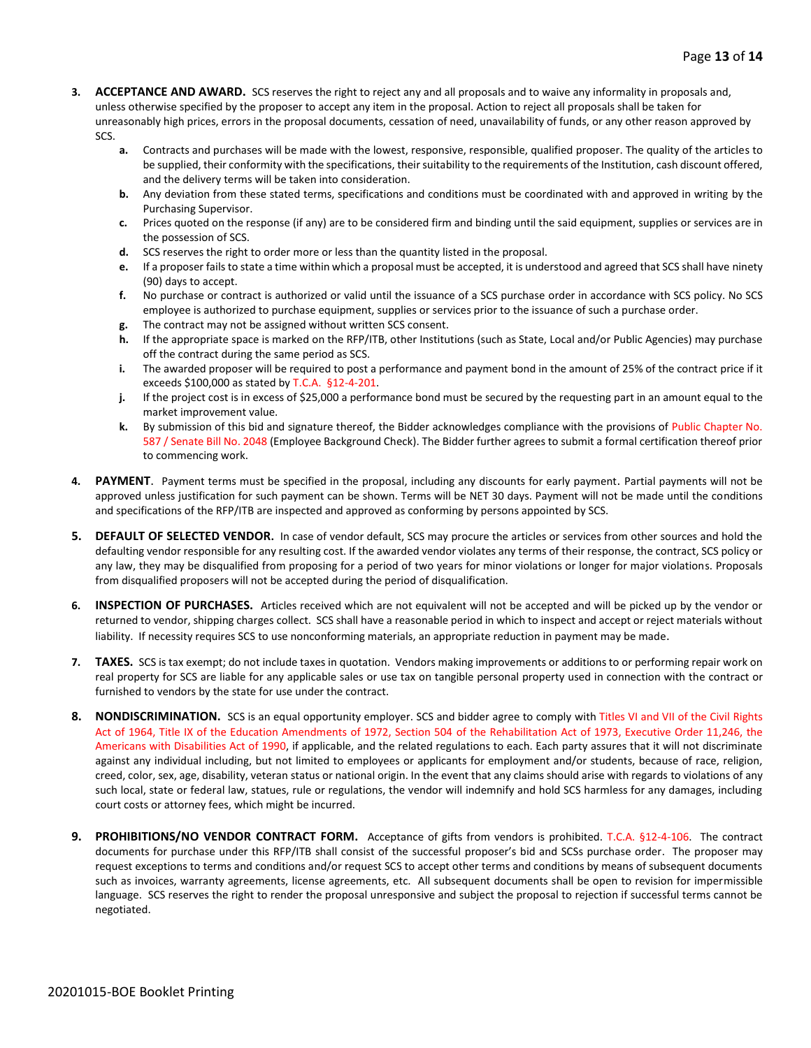3. **ACCEPTANCE AND AWARD.** SCS reserves the right to reject any and all proposals and to waive any informality in proposals and, unless otherwise specified by the proposer to accept any item in the proposal. Action to reject all proposals shall be taken for unreasonably high prices, errors in the proposal documents, cessation of need, unavailability of funds, or any other reason approved by SCS.
   - **a.** Contracts and purchases will be made with the lowest, responsive, responsible, qualified proposer. The quality of the articles to be supplied, their conformity with the specifications, their suitability to the requirements of the Institution, cash discount offered, and the delivery terms will be taken into consideration.
   - **b.** Any deviation from these stated terms, specifications and conditions must be coordinated with and approved in writing by the Purchasing Supervisor.
   - **c.** Prices quoted on the response (if any) are to be considered firm and binding until the said equipment, supplies or services are in the possession of SCS.
   - **d.** SCS reserves the right to order more or less than the quantity listed in the proposal.
   - **e.** If a proposer fails to state a time within which a proposal must be accepted, it is understood and agreed that SCS shall have ninety (90) days to accept.
   - **f.** No purchase or contract is authorized or valid until the issuance of a SCS purchase order in accordance with SCS policy. No SCS employee is authorized to purchase equipment, supplies or services prior to the issuance of such a purchase order.
   - **g.** The contract may not be assigned without written SCS consent.
   - **h.** If the appropriate space is marked on the RFP/ITB, other Institutions (such as State, Local and/or Public Agencies) may purchase off the contract during the same period as SCS.
   - **i.** The awarded proposer will be required to post a performance and payment bond in the amount of 25% of the contract price if it exceeds $100,000 as stated by T.C.A. §12-4-201.
   - **j.** If the project cost is in excess of $25,000 a performance bond must be secured by the requesting part in an amount equal to the market improvement value.
   - **k.** By submission of this bid and signature thereof, the Bidder acknowledges compliance with the provisions of Public Chapter No. 587 / Senate Bill No. 2048 (Employee Background Check). The Bidder further agrees to submit a formal certification thereof prior to commencing work.

4. **PAYMENT**. Payment terms must be specified in the proposal, including any discounts for early payment. Partial payments will not be approved unless justification for such payment can be shown. Terms will be NET 30 days. Payment will not be made until the conditions and specifications of the RFP/ITB are inspected and approved as conforming by persons appointed by SCS.

5. **DEFAULT OF SELECTED VENDOR.** In case of vendor default, SCS may procure the articles or services from other sources and hold the defaulting vendor responsible for any resulting cost. If the awarded vendor violates any terms of their response, the contract, SCS policy or any law, they may be disqualified from proposing for a period of two years for minor violations or longer for major violations. Proposals from disqualified proposers will not be accepted during the period of disqualification.

6. **INSPECTION OF PURCHASES.** Articles received which are not equivalent will not be accepted and will be picked up by the vendor or returned to vendor, shipping charges collect. SCS shall have a reasonable period in which to inspect and accept or reject materials without liability. If necessity requires SCS to use nonconforming materials, an appropriate reduction in payment may be made.

7. **TAXES.** SCS is tax exempt; do not include taxes in quotation. Vendors making improvements or additions to or performing repair work on real property for SCS are liable for any applicable sales or use tax on tangible personal property used in connection with the contract or furnished to vendors by the state for use under the contract.

8. **NONDISCRIMINATION.** SCS is an equal opportunity employer. SCS and bidder agree to comply with Titles VI and VII of the Civil Rights Act of 1964, Title IX of the Education Amendments of 1972, Section 504 of the Rehabilitation Act of 1973, Executive Order 11,246, the Americans with Disabilities Act of 1990, if applicable, and the related regulations to each. Each party assures that it will not discriminate against any individual including, but not limited to employees or applicants for employment and/or students, because of race, religion, creed, color, sex, age, disability, veteran status or national origin. In the event that any claims should arise with regards to violations of any such local, state or federal law, statues, rule or regulations, the vendor will indemnify and hold SCS harmless for any damages, including court costs or attorney fees, which might be incurred.

9. **PROHIBITIONS/NO VENDOR CONTRACT FORM.** Acceptance of gifts from vendors is prohibited. T.C.A. §12-4-106. The contract documents for purchase under this RFP/ITB shall consist of the successful proposer's bid and SCSs purchase order. The proposer may request exceptions to terms and conditions and/or request SCS to accept other terms and conditions by means of subsequent documents such as invoices, warranty agreements, license agreements, etc. All subsequent documents shall be open to revision for impermissible language. SCS reserves the right to render the proposal unresponsive and subject the proposal to rejection if successful terms cannot be negotiated.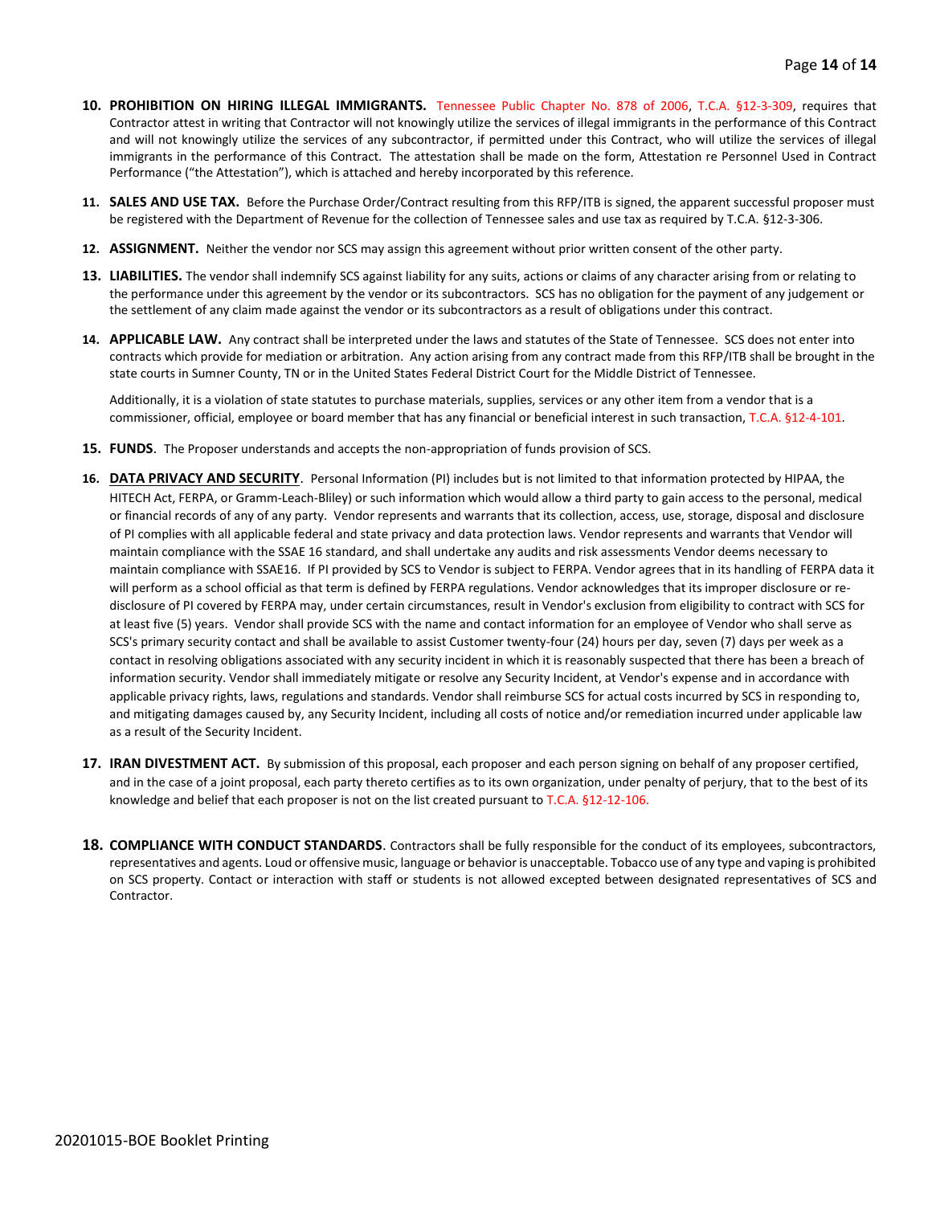10. **PROHIBITION ON HIRING ILLEGAL IMMIGRANTS.** Tennessee Public Chapter No. 878 of 2006, T.C.A. §12-3-309, requires that Contractor attest in writing that Contractor will not knowingly utilize the services of illegal immigrants in the performance of this Contract and will not knowingly utilize the services of any subcontractor, if permitted under this Contract, who will utilize the services of illegal immigrants in the performance of this Contract. The attestation shall be made on the form, Attestation re Personnel Used in Contract Performance ("the Attestation"), which is attached and hereby incorporated by this reference.

11. **SALES AND USE TAX.** Before the Purchase Order/Contract resulting from this RFP/ITB is signed, the apparent successful proposer must be registered with the Department of Revenue for the collection of Tennessee sales and use tax as required by T.C.A. §12-3-306.

12. **ASSIGNMENT.** Neither the vendor nor SCS may assign this agreement without prior written consent of the other party.

13. **LIABILITIES.** The vendor shall indemnify SCS against liability for any suits, actions or claims of any character arising from or relating to the performance under this agreement by the vendor or its subcontractors. SCS has no obligation for the payment of any judgement or the settlement of any claim made against the vendor or its subcontractors as a result of obligations under this contract.

14. **APPLICABLE LAW.** Any contract shall be interpreted under the laws and statutes of the State of Tennessee. SCS does not enter into contracts which provide for mediation or arbitration. Any action arising from any contract made from this RFP/ITB shall be brought in the state courts in Sumner County, TN or in the United States Federal District Court for the Middle District of Tennessee.

    Additionally, it is a violation of state statutes to purchase materials, supplies, services or any other item from a vendor that is a commissioner, official, employee or board member that has any financial or beneficial interest in such transaction, T.C.A. §12-4-101.

15. **FUNDS**. The Proposer understands and accepts the non-appropriation of funds provision of SCS.

16. **DATA PRIVACY AND SECURITY**. Personal Information (PI) includes but is not limited to that information protected by HIPAA, the HITECH Act, FERPA, or Gramm-Leach-Bliley) or such information which would allow a third party to gain access to the personal, medical or financial records of any of any party. Vendor represents and warrants that its collection, access, use, storage, disposal and disclosure of PI complies with all applicable federal and state privacy and data protection laws. Vendor represents and warrants that Vendor will maintain compliance with the SSAE 16 standard, and shall undertake any audits and risk assessments Vendor deems necessary to maintain compliance with SSAE16. If PI provided by SCS to Vendor is subject to FERPA. Vendor agrees that in its handling of FERPA data it will perform as a school official as that term is defined by FERPA regulations. Vendor acknowledges that its improper disclosure or re-disclosure of PI covered by FERPA may, under certain circumstances, result in Vendor's exclusion from eligibility to contract with SCS for at least five (5) years. Vendor shall provide SCS with the name and contact information for an employee of Vendor who shall serve as SCS's primary security contact and shall be available to assist Customer twenty-four (24) hours per day, seven (7) days per week as a contact in resolving obligations associated with any security incident in which it is reasonably suspected that there has been a breach of information security. Vendor shall immediately mitigate or resolve any Security Incident, at Vendor's expense and in accordance with applicable privacy rights, laws, regulations and standards. Vendor shall reimburse SCS for actual costs incurred by SCS in responding to, and mitigating damages caused by, any Security Incident, including all costs of notice and/or remediation incurred under applicable law as a result of the Security Incident.

17. **IRAN DIVESTMENT ACT.** By submission of this proposal, each proposer and each person signing on behalf of any proposer certified, and in the case of a joint proposal, each party thereto certifies as to its own organization, under penalty of perjury, that to the best of its knowledge and belief that each proposer is not on the list created pursuant to T.C.A. §12-12-106.

18. **COMPLIANCE WITH CONDUCT STANDARDS**. Contractors shall be fully responsible for the conduct of its employees, subcontractors, representatives and agents. Loud or offensive music, language or behavior is unacceptable. Tobacco use of any type and vaping is prohibited on SCS property. Contact or interaction with staff or students is not allowed excepted between designated representatives of SCS and Contractor.